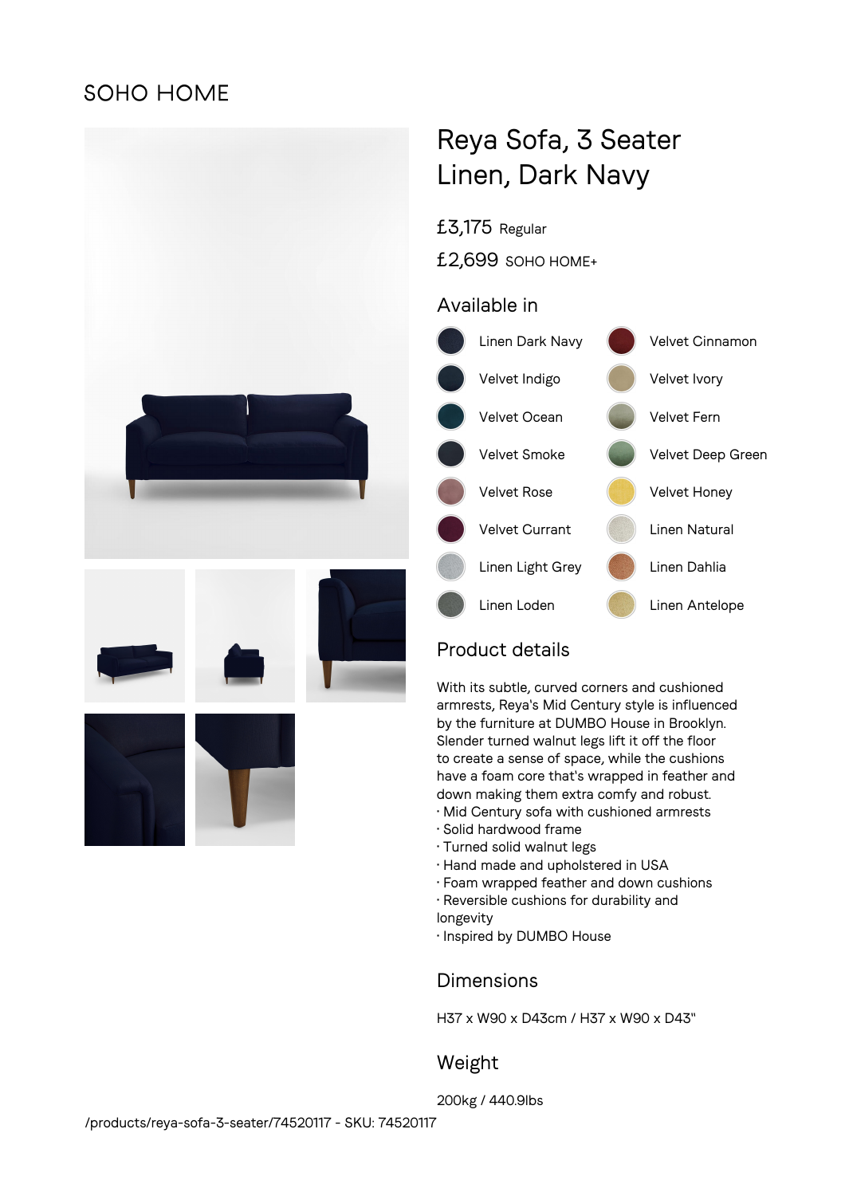SOHO HOME

# Reya Sofa, 3 Seater
# Linen, Dark Navy

£3,175 Regular

£2,699 SOHO HOME+

## Available in

- Linen Dark Navy
- Velvet Indigo
- Velvet Ocean
- Velvet Smoke
- Velvet Rose
- Velvet Currant
- Linen Light Grey
- Linen Loden
- Velvet Cinnamon
- Velvet Ivory
- Velvet Fern
- Velvet Deep Green
- Velvet Honey
- Linen Natural
- Linen Dahlia
- Linen Antelope

## Product details

With its subtle, curved corners and cushioned armrests, Reya's Mid Century style is influenced by the furniture at DUMBO House in Brooklyn. Slender turned walnut legs lift it off the floor to create a sense of space, while the cushions have a foam core that's wrapped in feather and down making them extra comfy and robust.

- Mid Century sofa with cushioned armrests
- Solid hardwood frame
- Turned solid walnut legs
- Hand made and upholstered in USA
- Foam wrapped feather and down cushions
- Reversible cushions for durability and longevity
- Inspired by DUMBO House

## Dimensions

H37 x W90 x D43cm / H37 x W90 x D43"

## Weight

200kg / 440.9lbs

/products/reya-sofa-3-seater/74520117 - SKU: 74520117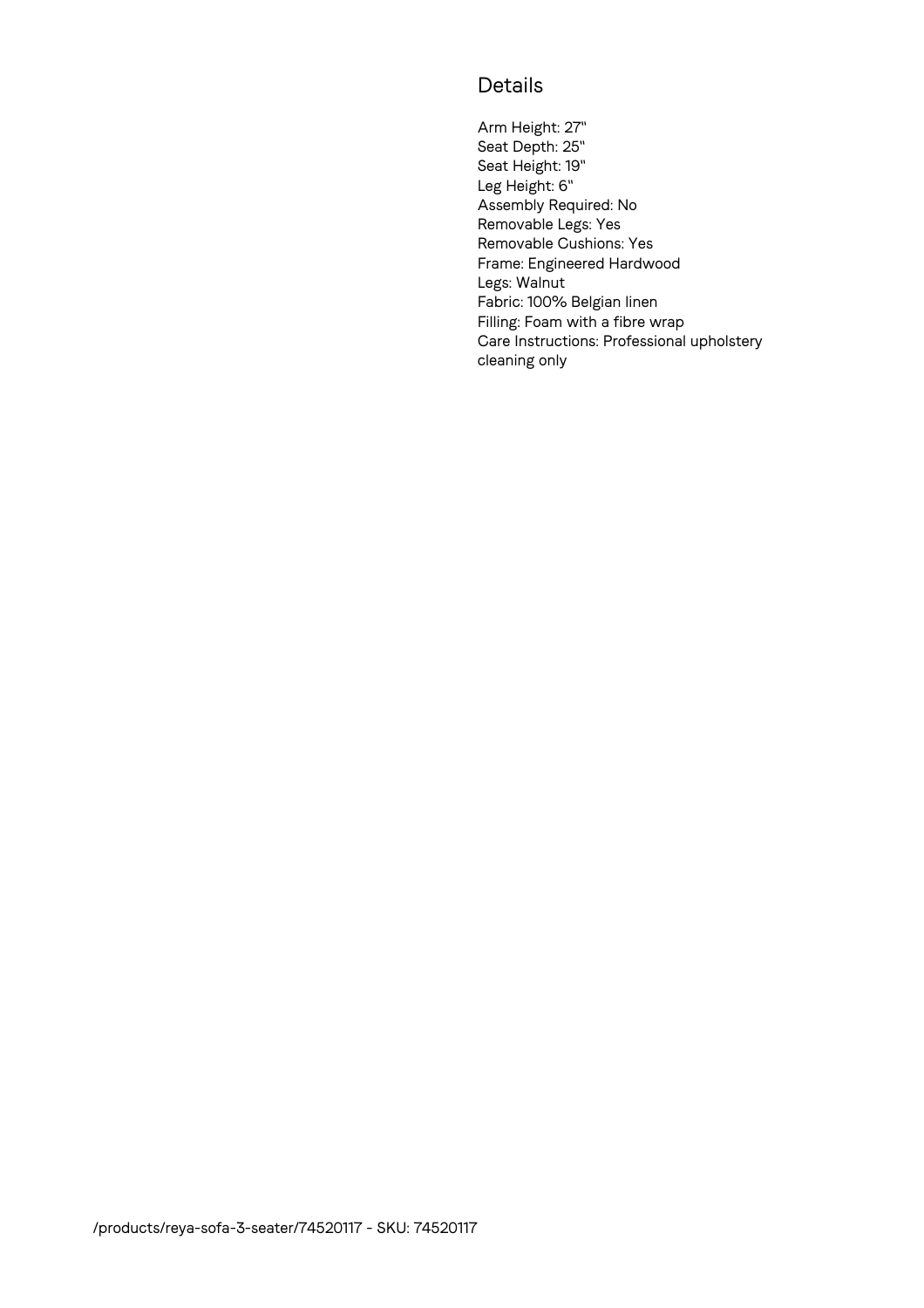## Details

Arm Height: 27"
Seat Depth: 25"
Seat Height: 19"
Leg Height: 6"
Assembly Required: No
Removable Legs: Yes
Removable Cushions: Yes
Frame: Engineered Hardwood
Legs: Walnut
Fabric: 100% Belgian linen
Filling: Foam with a fibre wrap
Care Instructions: Professional upholstery cleaning only

/products/reya-sofa-3-seater/74520117 - SKU: 74520117